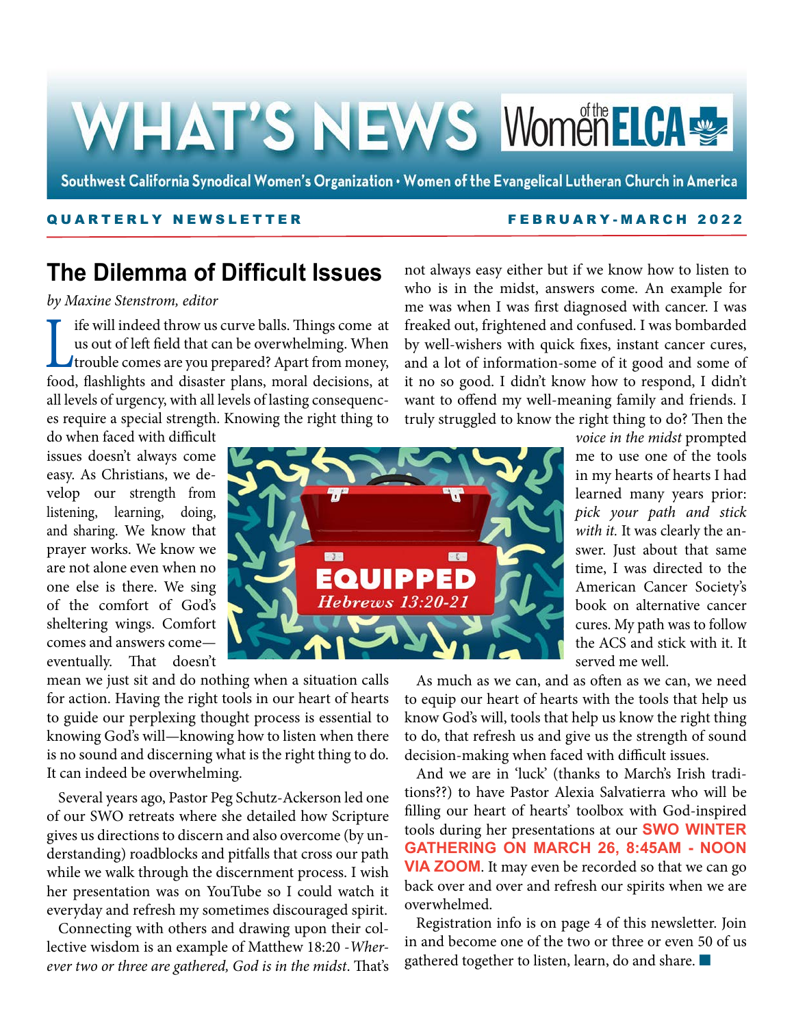# WHAT'S NEWS Women of the ELCA

Southwest California Synodical Women's Organization • Women of the Evangelical Lutheran Church in America

**QUARTERLY NEWSLETTER** **FEBRUARY-MARCH 2022**

## The Dilemma of Difficult Issues

*by Maxine Stenstrom, editor*

Life will indeed throw us curve balls. Things come at us out of left field that can be overwhelming. When trouble comes are you prepared? Apart from money, food, flashlights and disaster plans, moral decisions, at all levels of urgency, with all levels of lasting consequences require a special strength. Knowing the right thing to do when faced with difficult issues doesn't always come easy. As Christians, we develop our strength from listening, learning, doing, and sharing. We know that prayer works. We know we are not alone even when no one else is there. We sing of the comfort of God's sheltering wings. Comfort comes and answers come—eventually. That doesn't mean we just sit and do nothing when a situation calls for action. Having the right tools in our heart of hearts to guide our perplexing thought process is essential to knowing God's will—knowing how to listen when there is no sound and discerning what is the right thing to do. It can indeed be overwhelming.

Several years ago, Pastor Peg Schutz-Ackerson led one of our SWO retreats where she detailed how Scripture gives us directions to discern and also overcome (by understanding) roadblocks and pitfalls that cross our path while we walk through the discernment process. I wish her presentation was on YouTube so I could watch it everyday and refresh my sometimes discouraged spirit.

Connecting with others and drawing upon their collective wisdom is an example of Matthew 18:20 -*Wherever two or three are gathered, God is in the midst*. That's not always easy either but if we know how to listen to who is in the midst, answers come. An example for me was when I was first diagnosed with cancer. I was freaked out, frightened and confused. I was bombarded by well-wishers with quick fixes, instant cancer cures, and a lot of information-some of it good and some of it no so good. I didn't know how to respond, I didn't want to offend my well-meaning family and friends. I truly struggled to know the right thing to do? Then the *voice in the midst* prompted me to use one of the tools in my hearts of hearts I had learned many years prior: *pick your path and stick with it.* It was clearly the answer. Just about that same time, I was directed to the American Cancer Society's book on alternative cancer cures. My path was to follow the ACS and stick with it. It served me well.

EQUIPPED
*Hebrews 13:20-21*

As much as we can, and as often as we can, we need to equip our heart of hearts with the tools that help us know God's will, tools that help us know the right thing to do, that refresh us and give us the strength of sound decision-making when faced with difficult issues.

And we are in 'luck' (thanks to March's Irish traditions??) to have Pastor Alexia Salvatierra who will be filling our heart of hearts' toolbox with God-inspired tools during her presentations at our **SWO WINTER GATHERING ON MARCH 26, 8:45AM - NOON VIA ZOOM**. It may even be recorded so that we can go back over and over and refresh our spirits when we are overwhelmed.

Registration info is on page 4 of this newsletter. Join in and become one of the two or three or even 50 of us gathered together to listen, learn, do and share. ■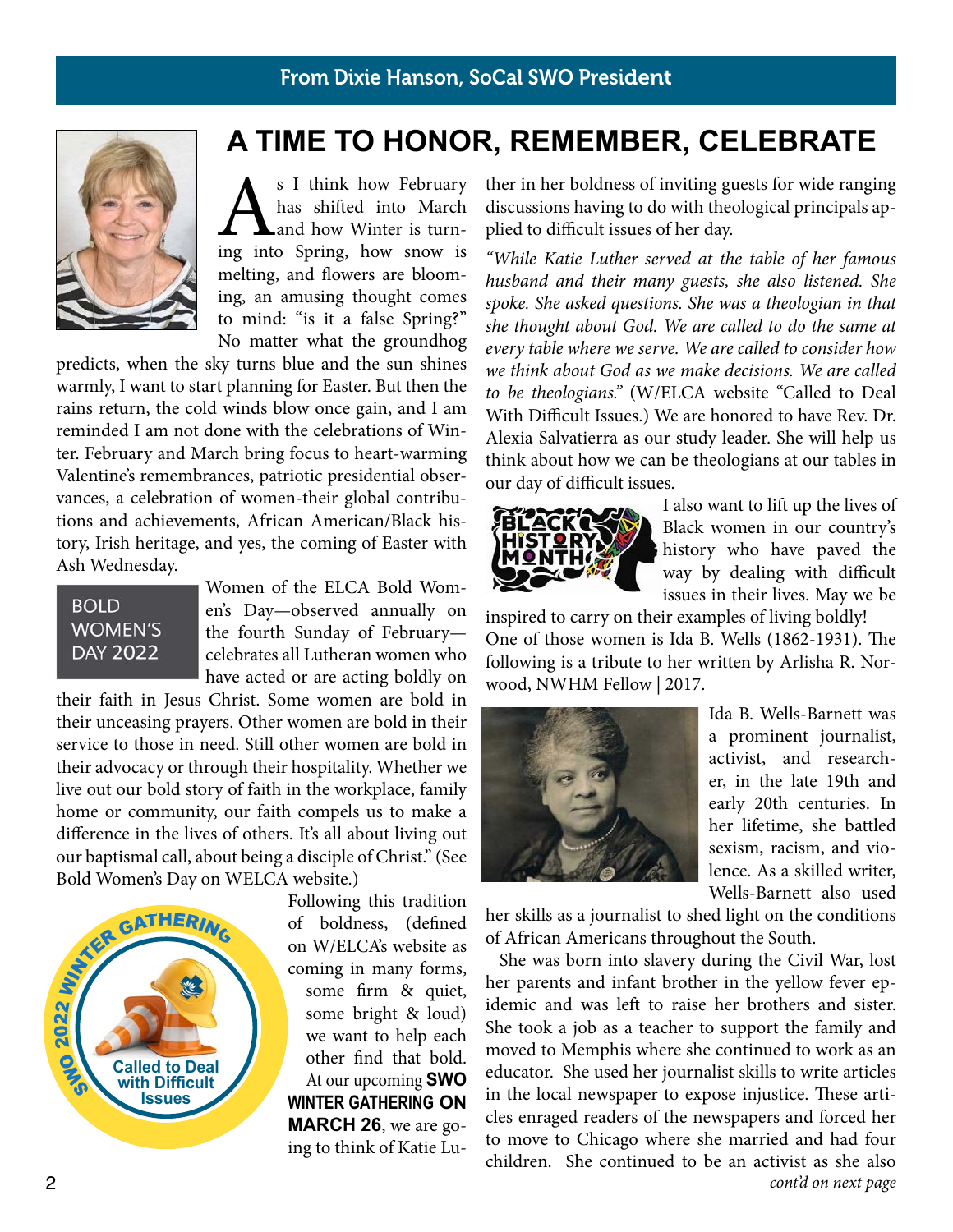From Dixie Hanson, SoCal SWO President

# A TIME TO HONOR, REMEMBER, CELEBRATE

As I think how February has shifted into March and how Winter is turning into Spring, how snow is melting, and flowers are blooming, an amusing thought comes to mind: "is it a false Spring?" No matter what the groundhog predicts, when the sky turns blue and the sun shines warmly, I want to start planning for Easter. But then the rains return, the cold winds blow once gain, and I am reminded I am not done with the celebrations of Winter. February and March bring focus to heart-warming Valentine's remembrances, patriotic presidential observances, a celebration of women-their global contributions and achievements, African American/Black history, Irish heritage, and yes, the coming of Easter with Ash Wednesday.

BOLD WOMEN'S DAY 2022

Women of the ELCA Bold Women's Day—observed annually on the fourth Sunday of February—celebrates all Lutheran women who have acted or are acting boldly on their faith in Jesus Christ. Some women are bold in their unceasing prayers. Other women are bold in their service to those in need. Still other women are bold in their advocacy or through their hospitality. Whether we live out our bold story of faith in the workplace, family home or community, our faith compels us to make a difference in the lives of others. It's all about living out our baptismal call, about being a disciple of Christ." (See Bold Women's Day on WELCA website.)

SWO 2022 WINTER GATHERING — Called to Deal with Difficult Issues

Following this tradition of boldness, (defined on W/ELCA's website as coming in many forms, some firm & quiet, some bright & loud) we want to help each other find that bold. At our upcoming **SWO WINTER GATHERING ON MARCH 26**, we are going to think of Katie Luther in her boldness of inviting guests for wide ranging discussions having to do with theological principals applied to difficult issues of her day.

*"While Katie Luther served at the table of her famous husband and their many guests, she also listened. She spoke. She asked questions. She was a theologian in that she thought about God. We are called to do the same at every table where we serve. We are called to consider how we think about God as we make decisions. We are called to be theologians."* (W/ELCA website "Called to Deal With Difficult Issues.) We are honored to have Rev. Dr. Alexia Salvatierra as our study leader. She will help us think about how we can be theologians at our tables in our day of difficult issues.

I also want to lift up the lives of Black women in our country's history who have paved the way by dealing with difficult issues in their lives. May we be inspired to carry on their examples of living boldly!

One of those women is Ida B. Wells (1862-1931). The following is a tribute to her written by Arlisha R. Norwood, NWHM Fellow | 2017.

Ida B. Wells-Barnett was a prominent journalist, activist, and researcher, in the late 19th and early 20th centuries. In her lifetime, she battled sexism, racism, and violence. As a skilled writer, Wells-Barnett also used her skills as a journalist to shed light on the conditions of African Americans throughout the South.

She was born into slavery during the Civil War, lost her parents and infant brother in the yellow fever epidemic and was left to raise her brothers and sister. She took a job as a teacher to support the family and moved to Memphis where she continued to work as an educator. She used her journalist skills to write articles in the local newspaper to expose injustice. These articles enraged readers of the newspapers and forced her to move to Chicago where she married and had four children. She continued to be an activist as she also

*cont'd on next page*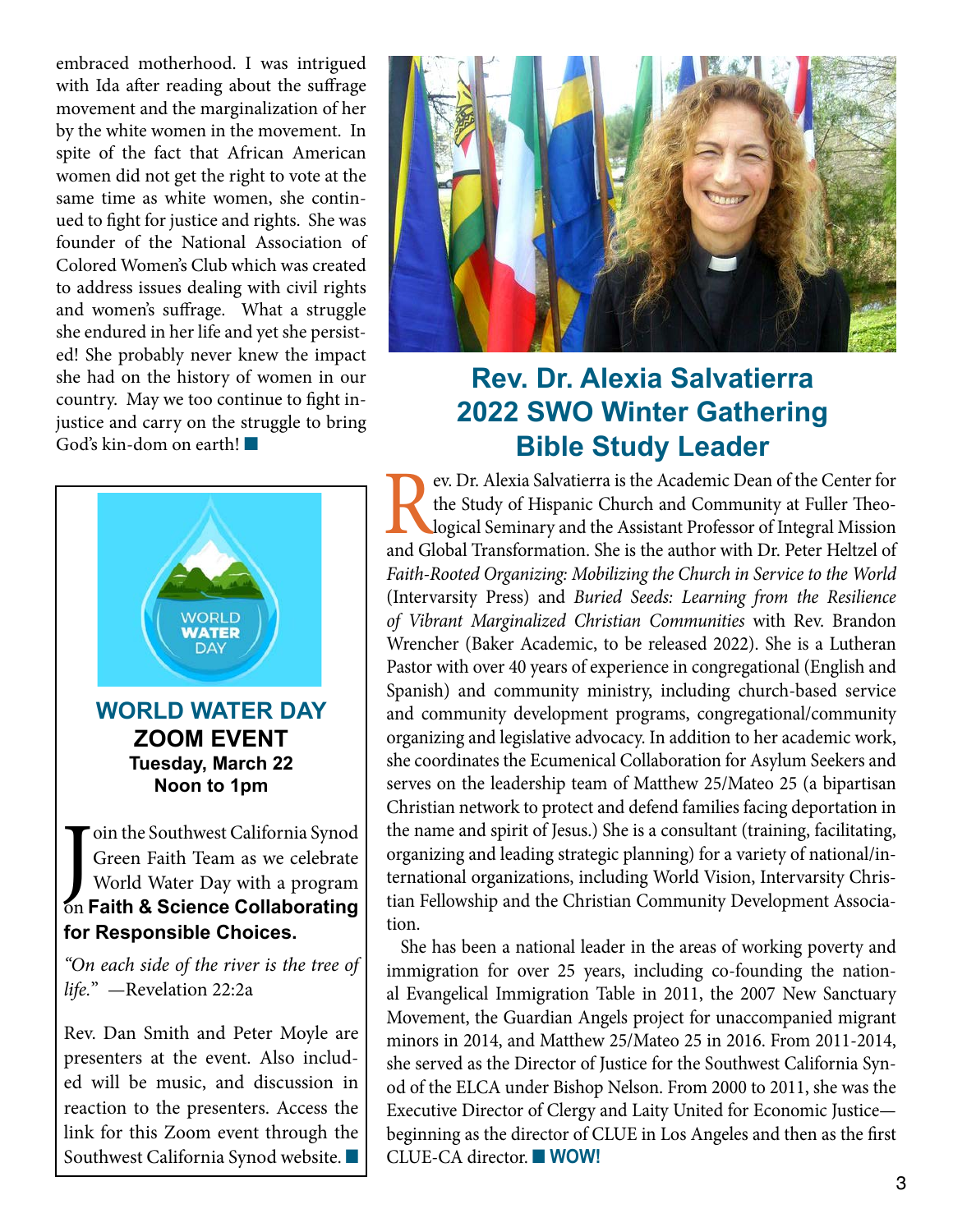embraced motherhood. I was intrigued with Ida after reading about the suffrage movement and the marginalization of her by the white women in the movement. In spite of the fact that African American women did not get the right to vote at the same time as white women, she continued to fight for justice and rights. She was founder of the National Association of Colored Women's Club which was created to address issues dealing with civil rights and women's suffrage. What a struggle she endured in her life and yet she persisted! She probably never knew the impact she had on the history of women in our country. May we too continue to fight injustice and carry on the struggle to bring God's kin-dom on earth! ■

## WORLD WATER DAY ZOOM EVENT

**Tuesday, March 22**
**Noon to 1pm**

Join the Southwest California Synod Green Faith Team as we celebrate World Water Day with a program on **Faith & Science Collaborating for Responsible Choices.**

*"On each side of the river is the tree of life."* —Revelation 22:2a

Rev. Dan Smith and Peter Moyle are presenters at the event. Also included will be music, and discussion in reaction to the presenters. Access the link for this Zoom event through the Southwest California Synod website. ■

## Rev. Dr. Alexia Salvatierra 2022 SWO Winter Gathering Bible Study Leader

Rev. Dr. Alexia Salvatierra is the Academic Dean of the Center for the Study of Hispanic Church and Community at Fuller Theological Seminary and the Assistant Professor of Integral Mission and Global Transformation. She is the author with Dr. Peter Heltzel of *Faith-Rooted Organizing: Mobilizing the Church in Service to the World* (Intervarsity Press) and *Buried Seeds: Learning from the Resilience of Vibrant Marginalized Christian Communities* with Rev. Brandon Wrencher (Baker Academic, to be released 2022). She is a Lutheran Pastor with over 40 years of experience in congregational (English and Spanish) and community ministry, including church-based service and community development programs, congregational/community organizing and legislative advocacy. In addition to her academic work, she coordinates the Ecumenical Collaboration for Asylum Seekers and serves on the leadership team of Matthew 25/Mateo 25 (a bipartisan Christian network to protect and defend families facing deportation in the name and spirit of Jesus.) She is a consultant (training, facilitating, organizing and leading strategic planning) for a variety of national/international organizations, including World Vision, Intervarsity Christian Fellowship and the Christian Community Development Association.

She has been a national leader in the areas of working poverty and immigration for over 25 years, including co-founding the national Evangelical Immigration Table in 2011, the 2007 New Sanctuary Movement, the Guardian Angels project for unaccompanied migrant minors in 2014, and Matthew 25/Mateo 25 in 2016. From 2011-2014, she served as the Director of Justice for the Southwest California Synod of the ELCA under Bishop Nelson. From 2000 to 2011, she was the Executive Director of Clergy and Laity United for Economic Justice—beginning as the director of CLUE in Los Angeles and then as the first CLUE-CA director. ■ **WOW!**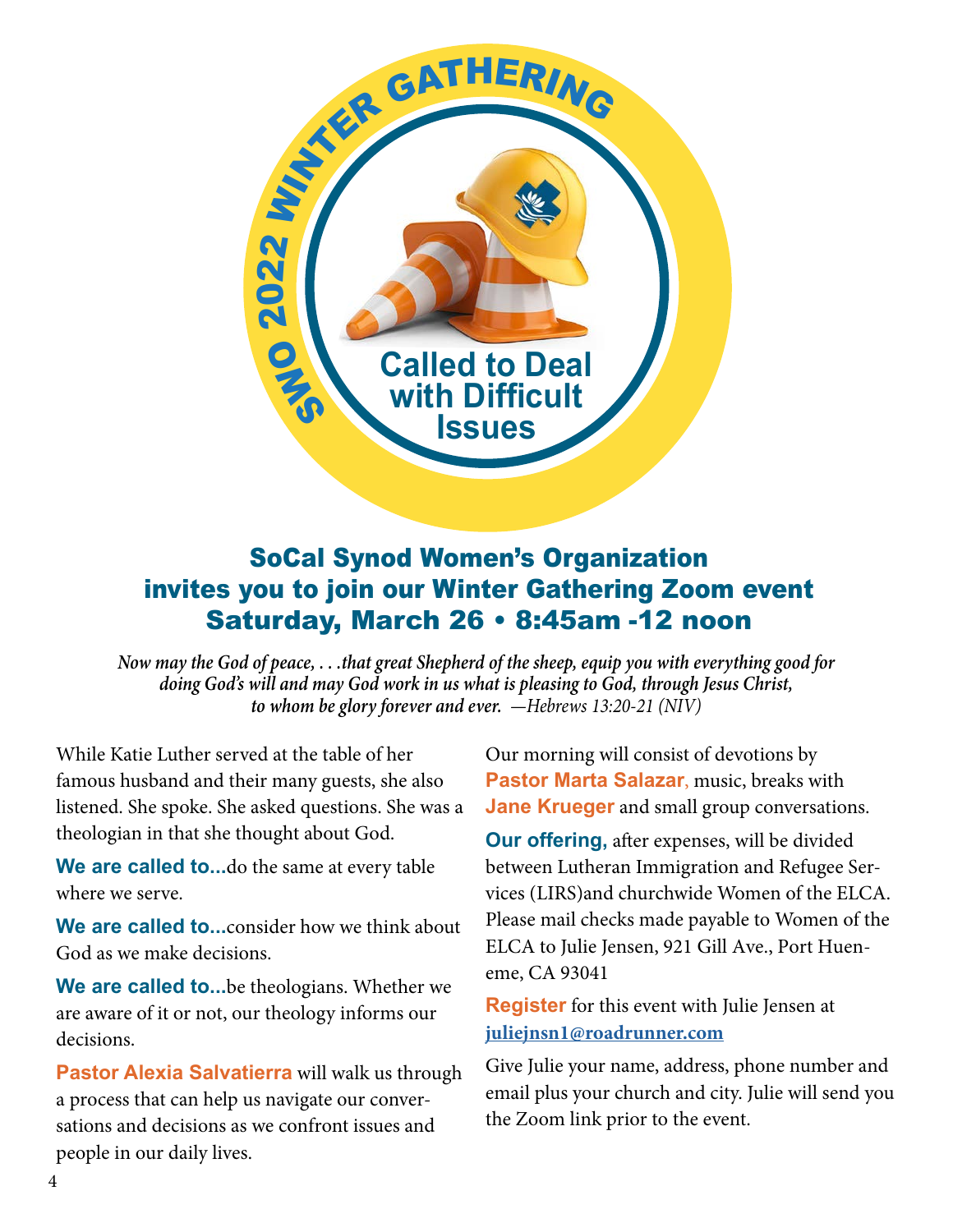# SWO 2022 WINTER GATHERING

## Called to Deal with Difficult Issues

## SoCal Synod Women's Organization invites you to join our Winter Gathering Zoom event Saturday, March 26 • 8:45am -12 noon

*Now may the God of peace, . . .that great Shepherd of the sheep, equip you with everything good for doing God's will and may God work in us what is pleasing to God, through Jesus Christ, to whom be glory forever and ever. —Hebrews 13:20-21 (NIV)*

While Katie Luther served at the table of her famous husband and their many guests, she also listened. She spoke. She asked questions. She was a theologian in that she thought about God.

**We are called to...**do the same at every table where we serve.

**We are called to...**consider how we think about God as we make decisions.

**We are called to...**be theologians. Whether we are aware of it or not, our theology informs our decisions.

**Pastor Alexia Salvatierra** will walk us through a process that can help us navigate our conversations and decisions as we confront issues and people in our daily lives.

Our morning will consist of devotions by **Pastor Marta Salazar**, music, breaks with **Jane Krueger** and small group conversations.

**Our offering,** after expenses, will be divided between Lutheran Immigration and Refugee Services (LIRS)and churchwide Women of the ELCA. Please mail checks made payable to Women of the ELCA to Julie Jensen, 921 Gill Ave., Port Hueneme, CA 93041

**Register** for this event with Julie Jensen at **juliejnsn1@roadrunner.com**

Give Julie your name, address, phone number and email plus your church and city. Julie will send you the Zoom link prior to the event.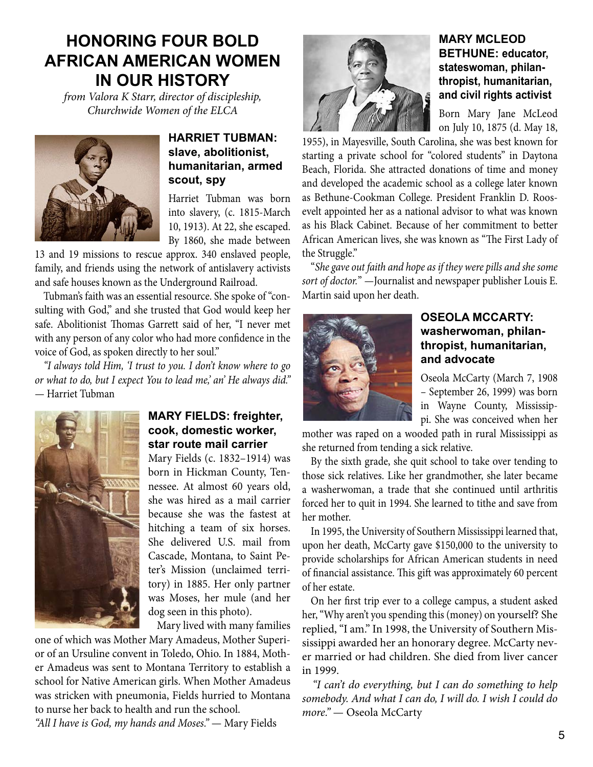# HONORING FOUR BOLD AFRICAN AMERICAN WOMEN IN OUR HISTORY

*from Valora K Starr, director of discipleship, Churchwide Women of the ELCA*

## HARRIET TUBMAN: slave, abolitionist, humanitarian, armed scout, spy

Harriet Tubman was born into slavery, (c. 1815-March 10, 1913). At 22, she escaped. By 1860, she made between 13 and 19 missions to rescue approx. 340 enslaved people, family, and friends using the network of antislavery activists and safe houses known as the Underground Railroad.

Tubman's faith was an essential resource. She spoke of "consulting with God," and she trusted that God would keep her safe. Abolitionist Thomas Garrett said of her, "I never met with any person of any color who had more confidence in the voice of God, as spoken directly to her soul."

*"I always told Him, 'I trust to you. I don't know where to go or what to do, but I expect You to lead me,' an' He always did."* — Harriet Tubman

## MARY FIELDS: freighter, cook, domestic worker, star route mail carrier

Mary Fields (c. 1832–1914) was born in Hickman County, Tennessee. At almost 60 years old, she was hired as a mail carrier because she was the fastest at hitching a team of six horses. She delivered U.S. mail from Cascade, Montana, to Saint Peter's Mission (unclaimed territory) in 1885. Her only partner was Moses, her mule (and her dog seen in this photo).

Mary lived with many families one of which was Mother Mary Amadeus, Mother Superior of an Ursuline convent in Toledo, Ohio. In 1884, Mother Amadeus was sent to Montana Territory to establish a school for Native American girls. When Mother Amadeus was stricken with pneumonia, Fields hurried to Montana to nurse her back to health and run the school.

*"All I have is God, my hands and Moses."* — Mary Fields

## MARY MCLEOD BETHUNE: educator, stateswoman, philanthropist, humanitarian, and civil rights activist

Born Mary Jane McLeod on July 10, 1875 (d. May 18, 1955), in Mayesville, South Carolina, she was best known for starting a private school for "colored students" in Daytona Beach, Florida. She attracted donations of time and money and developed the academic school as a college later known as Bethune-Cookman College. President Franklin D. Roosevelt appointed her as a national advisor to what was known as his Black Cabinet. Because of her commitment to better African American lives, she was known as "The First Lady of the Struggle."

"*She gave out faith and hope as if they were pills and she some sort of doctor.*" —Journalist and newspaper publisher Louis E. Martin said upon her death.

## OSEOLA MCCARTY: washerwoman, philanthropist, humanitarian, and advocate

Oseola McCarty (March 7, 1908 – September 26, 1999) was born in Wayne County, Mississippi. She was conceived when her mother was raped on a wooded path in rural Mississippi as she returned from tending a sick relative.

By the sixth grade, she quit school to take over tending to those sick relatives. Like her grandmother, she later became a washerwoman, a trade that she continued until arthritis forced her to quit in 1994. She learned to tithe and save from her mother.

In 1995, the University of Southern Mississippi learned that, upon her death, McCarty gave $150,000 to the university to provide scholarships for African American students in need of financial assistance. This gift was approximately 60 percent of her estate.

On her first trip ever to a college campus, a student asked her, "Why aren't you spending this (money) on yourself? She replied, "I am." In 1998, the University of Southern Mississippi awarded her an honorary degree. McCarty never married or had children. She died from liver cancer in 1999.

*"I can't do everything, but I can do something to help somebody. And what I can do, I will do. I wish I could do more."* — Oseola McCarty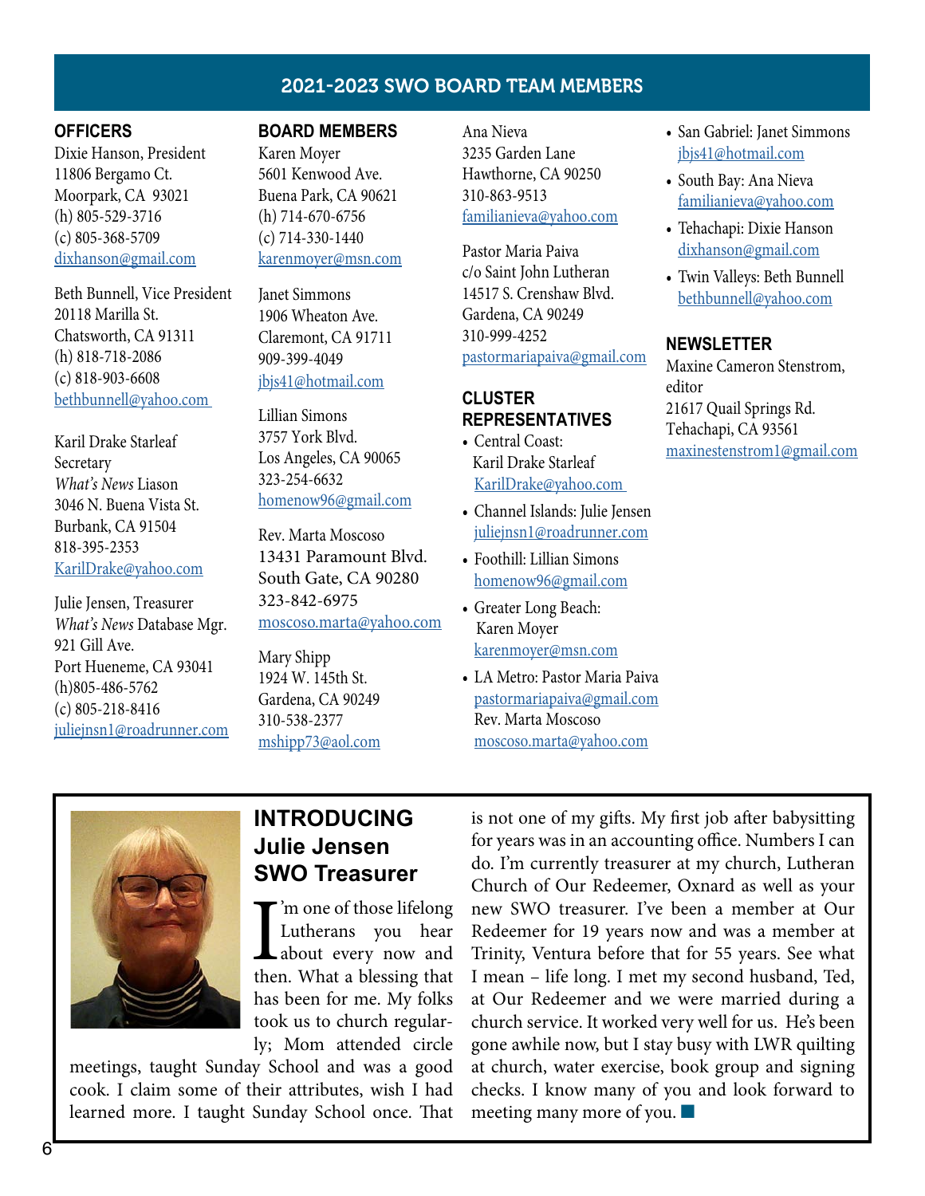## 2021-2023 SWO BOARD TEAM MEMBERS

### OFFICERS

Dixie Hanson, President
11806 Bergamo Ct.
Moorpark, CA 93021
(h) 805-529-3716
(c) 805-368-5709
dixhanson@gmail.com

Beth Bunnell, Vice President
20118 Marilla St.
Chatsworth, CA 91311
(h) 818-718-2086
(c) 818-903-6608
bethbunnell@yahoo.com

Karil Drake Starleaf
Secretary
*What's News* Liason
3046 N. Buena Vista St.
Burbank, CA 91504
818-395-2353
KarilDrake@yahoo.com

Julie Jensen, Treasurer
*What's News* Database Mgr.
921 Gill Ave.
Port Hueneme, CA 93041
(h)805-486-5762
(c) 805-218-8416
juliejnsn1@roadrunner.com

### BOARD MEMBERS

Karen Moyer
5601 Kenwood Ave.
Buena Park, CA 90621
(h) 714-670-6756
(c) 714-330-1440
karenmoyer@msn.com

Janet Simmons
1906 Wheaton Ave.
Claremont, CA 91711
909-399-4049
jbjs41@hotmail.com

Lillian Simons
3757 York Blvd.
Los Angeles, CA 90065
323-254-6632
homenow96@gmail.com

Rev. Marta Moscoso
13431 Paramount Blvd.
South Gate, CA 90280
323-842-6975
moscoso.marta@yahoo.com

Mary Shipp
1924 W. 145th St.
Gardena, CA 90249
310-538-2377
mshipp73@aol.com

Ana Nieva
3235 Garden Lane
Hawthorne, CA 90250
310-863-9513
familianieva@yahoo.com

Pastor Maria Paiva
c/o Saint John Lutheran
14517 S. Crenshaw Blvd.
Gardena, CA 90249
310-999-4252
pastormariapaiva@gmail.com

### CLUSTER REPRESENTATIVES

- Central Coast: Karil Drake Starleaf KarilDrake@yahoo.com
- Channel Islands: Julie Jensen juliejnsn1@roadrunner.com
- Foothill: Lillian Simons homenow96@gmail.com
- Greater Long Beach: Karen Moyer karenmoyer@msn.com
- LA Metro: Pastor Maria Paiva pastormariapaiva@gmail.com Rev. Marta Moscoso moscoso.marta@yahoo.com
- San Gabriel: Janet Simmons jbjs41@hotmail.com
- South Bay: Ana Nieva familianieva@yahoo.com
- Tehachapi: Dixie Hanson dixhanson@gmail.com
- Twin Valleys: Beth Bunnell bethbunnell@yahoo.com

### NEWSLETTER

Maxine Cameron Stenstrom, editor
21617 Quail Springs Rd.
Tehachapi, CA 93561
maxinestenstrom1@gmail.com

## INTRODUCING Julie Jensen SWO Treasurer

I'm one of those lifelong Lutherans you hear about every now and then. What a blessing that has been for me. My folks took us to church regularly; Mom attended circle meetings, taught Sunday School and was a good cook. I claim some of their attributes, wish I had learned more. I taught Sunday School once. That is not one of my gifts. My first job after babysitting for years was in an accounting office. Numbers I can do. I'm currently treasurer at my church, Lutheran Church of Our Redeemer, Oxnard as well as your new SWO treasurer. I've been a member at Our Redeemer for 19 years now and was a member at Trinity, Ventura before that for 55 years. See what I mean – life long. I met my second husband, Ted, at Our Redeemer and we were married during a church service. It worked very well for us. He's been gone awhile now, but I stay busy with LWR quilting at church, water exercise, book group and signing checks. I know many of you and look forward to meeting many more of you. ■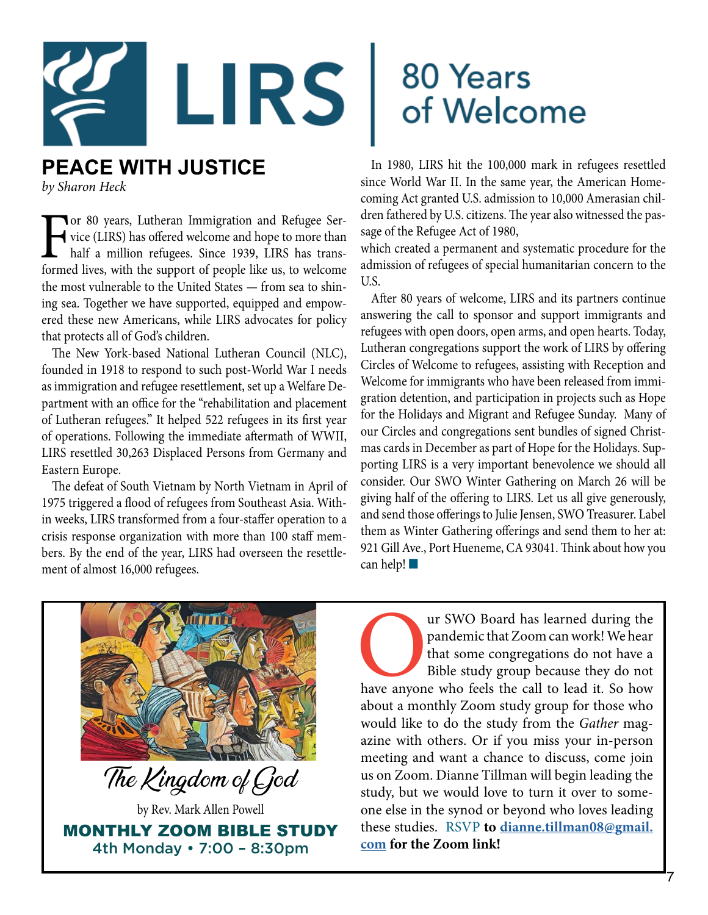LIRS | 80 Years of Welcome

## PEACE WITH JUSTICE

*by Sharon Heck*

For 80 years, Lutheran Immigration and Refugee Service (LIRS) has offered welcome and hope to more than half a million refugees. Since 1939, LIRS has transformed lives, with the support of people like us, to welcome the most vulnerable to the United States — from sea to shining sea. Together we have supported, equipped and empowered these new Americans, while LIRS advocates for policy that protects all of God's children.

The New York-based National Lutheran Council (NLC), founded in 1918 to respond to such post-World War I needs as immigration and refugee resettlement, set up a Welfare Department with an office for the "rehabilitation and placement of Lutheran refugees." It helped 522 refugees in its first year of operations. Following the immediate aftermath of WWII, LIRS resettled 30,263 Displaced Persons from Germany and Eastern Europe.

The defeat of South Vietnam by North Vietnam in April of 1975 triggered a flood of refugees from Southeast Asia. Within weeks, LIRS transformed from a four-staffer operation to a crisis response organization with more than 100 staff members. By the end of the year, LIRS had overseen the resettlement of almost 16,000 refugees.

In 1980, LIRS hit the 100,000 mark in refugees resettled since World War II. In the same year, the American Homecoming Act granted U.S. admission to 10,000 Amerasian children fathered by U.S. citizens. The year also witnessed the passage of the Refugee Act of 1980,

which created a permanent and systematic procedure for the admission of refugees of special humanitarian concern to the U.S.

After 80 years of welcome, LIRS and its partners continue answering the call to sponsor and support immigrants and refugees with open doors, open arms, and open hearts. Today, Lutheran congregations support the work of LIRS by offering Circles of Welcome to refugees, assisting with Reception and Welcome for immigrants who have been released from immigration detention, and participation in projects such as Hope for the Holidays and Migrant and Refugee Sunday. Many of our Circles and congregations sent bundles of signed Christmas cards in December as part of Hope for the Holidays. Supporting LIRS is a very important benevolence we should all consider. Our SWO Winter Gathering on March 26 will be giving half of the offering to LIRS. Let us all give generously, and send those offerings to Julie Jensen, SWO Treasurer. Label them as Winter Gathering offerings and send them to her at: 921 Gill Ave., Port Hueneme, CA 93041. Think about how you can help! ■

*The Kingdom of God*

by Rev. Mark Allen Powell

**MONTHLY ZOOM BIBLE STUDY**

4th Monday • 7:00 – 8:30pm

Our SWO Board has learned during the pandemic that Zoom can work! We hear that some congregations do not have a Bible study group because they do not have anyone who feels the call to lead it. So how about a monthly Zoom study group for those who would like to do the study from the *Gather* magazine with others. Or if you miss your in-person meeting and want a chance to discuss, come join us on Zoom. Dianne Tillman will begin leading the study, but we would love to turn it over to someone else in the synod or beyond who loves leading these studies. RSVP **to dianne.tillman08@gmail.com for the Zoom link!**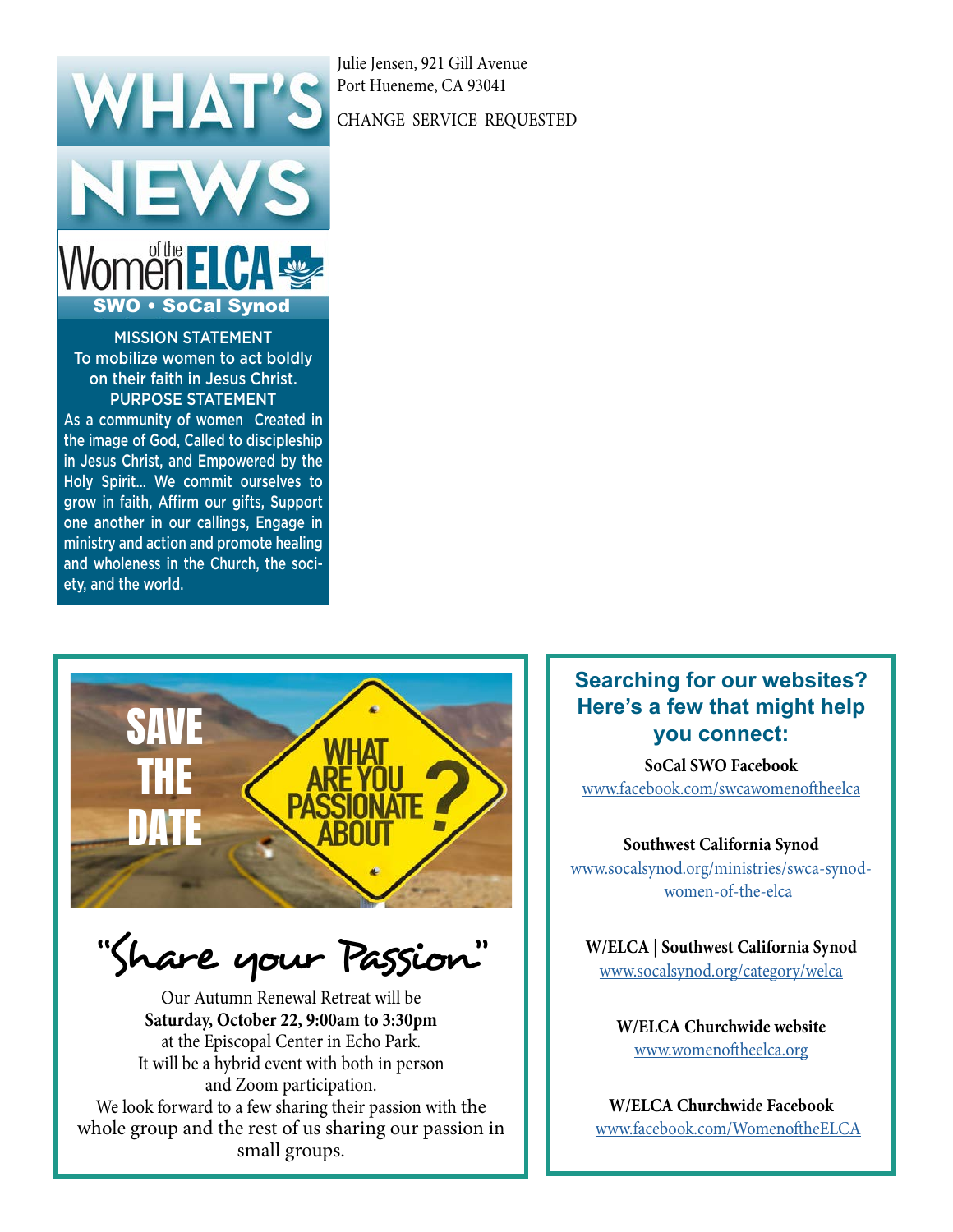# WHAT'S NEWS

Women of the ELCA

SWO • SoCal Synod

MISSION STATEMENT

To mobilize women to act boldly on their faith in Jesus Christ.

PURPOSE STATEMENT

As a community of women Created in the image of God, Called to discipleship in Jesus Christ, and Empowered by the Holy Spirit... We commit ourselves to grow in faith, Affirm our gifts, Support one another in our callings, Engage in ministry and action and promote healing and wholeness in the Church, the society, and the world.

Julie Jensen, 921 Gill Avenue
Port Hueneme, CA 93041

CHANGE SERVICE REQUESTED

SAVE THE DATE

WHAT ARE YOU PASSIONATE ABOUT?

## "Share your Passion"

Our Autumn Renewal Retreat will be **Saturday, October 22, 9:00am to 3:30pm** at the Episcopal Center in Echo Park. It will be a hybrid event with both in person and Zoom participation. We look forward to a few sharing their passion with the whole group and the rest of us sharing our passion in small groups.

## Searching for our websites? Here's a few that might help you connect:

**SoCal SWO Facebook**
www.facebook.com/swcawomenoftheelca

**Southwest California Synod**
www.socalsynod.org/ministries/swca-synod-women-of-the-elca

**W/ELCA | Southwest California Synod**
www.socalsynod.org/category/welca

**W/ELCA Churchwide website**
www.womenoftheelca.org

**W/ELCA Churchwide Facebook**
www.facebook.com/WomenoftheELCA